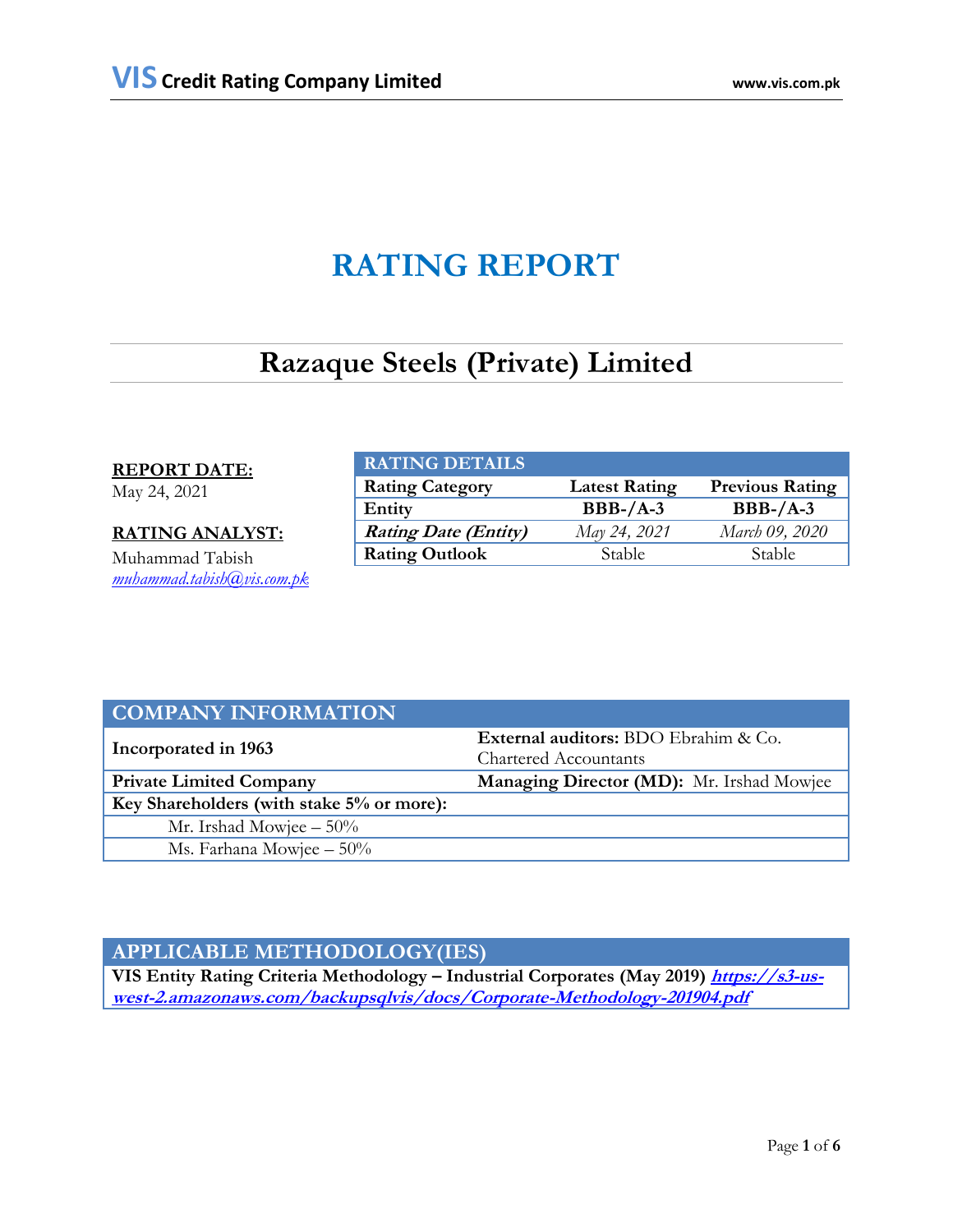# RATING REPORT

## Razaque Steels (Private) Limited

**REPORT DATE:**
May 24, 2021

**RATING ANALYST:**
Muhammad Tabish
*muhammad.tabish@vis.com.pk*

| RATING DETAILS | | |
|---|---|---|
| **Rating Category** | **Latest Rating** | **Previous Rating** |
| **Entity** | **BBB-/A-3** | **BBB-/A-3** |
| ***Rating Date (Entity)*** | *May 24, 2021* | *March 09, 2020* |
| **Rating Outlook** | Stable | Stable |

| COMPANY INFORMATION | |
|---|---|
| **Incorporated in 1963** | **External auditors:** BDO Ebrahim & Co. Chartered Accountants |
| **Private Limited Company** | **Managing Director (MD):** Mr. Irshad Mowjee |
| **Key Shareholders (with stake 5% or more):** | |
| Mr. Irshad Mowjee – 50% | |
| Ms. Farhana Mowjee – 50% | |

| APPLICABLE METHODOLOGY(IES) |
|---|
| **VIS Entity Rating Criteria Methodology – Industrial Corporates (May 2019)** ***https://s3-us-west-2.amazonaws.com/backupsqlvis/docs/Corporate-Methodology-201904.pdf*** |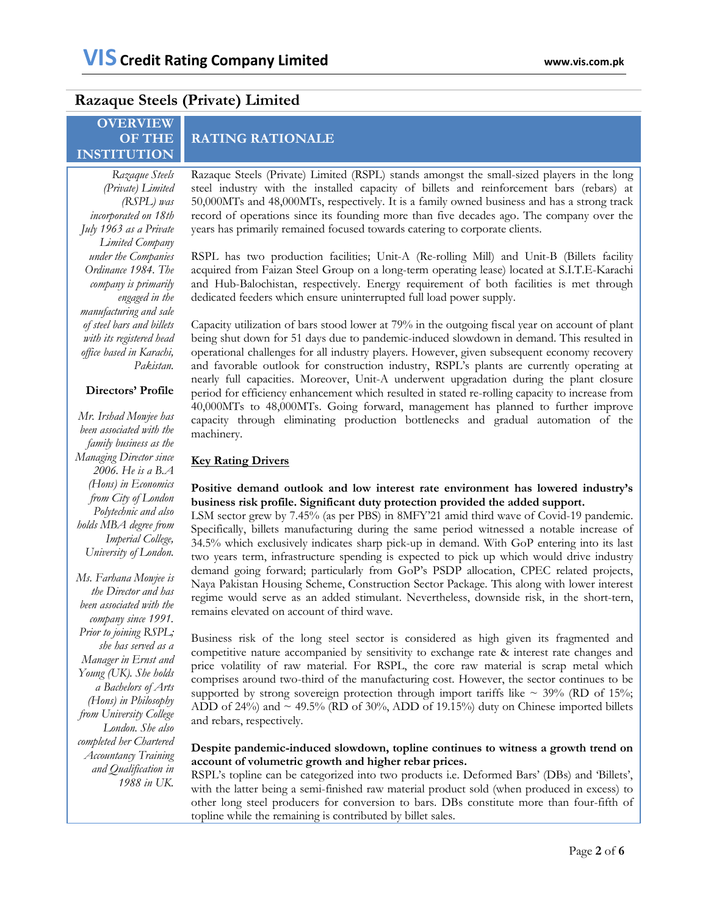# Razaque Steels (Private) Limited

## OVERVIEW OF THE INSTITUTION

*Razaque Steels (Private) Limited (RSPL) was incorporated on 18th July 1963 as a Private Limited Company under the Companies Ordinance 1984. The company is primarily engaged in the manufacturing and sale of steel bars and billets with its registered head office based in Karachi, Pakistan.*

**Directors' Profile**

*Mr. Irshad Mowjee has been associated with the family business as the Managing Director since 2006. He is a B.A (Hons) in Economics from City of London Polytechnic and also holds MBA degree from Imperial College, University of London.*

*Ms. Farhana Mowjee is the Director and has been associated with the company since 1991. Prior to joining RSPL; she has served as a Manager in Ernst and Young (UK). She holds a Bachelors of Arts (Hons) in Philosophy from University College London. She also completed her Chartered Accountancy Training and Qualification in 1988 in UK.*

## RATING RATIONALE

Razaque Steels (Private) Limited (RSPL) stands amongst the small-sized players in the long steel industry with the installed capacity of billets and reinforcement bars (rebars) at 50,000MTs and 48,000MTs, respectively. It is a family owned business and has a strong track record of operations since its founding more than five decades ago. The company over the years has primarily remained focused towards catering to corporate clients.

RSPL has two production facilities; Unit-A (Re-rolling Mill) and Unit-B (Billets facility acquired from Faizan Steel Group on a long-term operating lease) located at S.I.T.E-Karachi and Hub-Balochistan, respectively. Energy requirement of both facilities is met through dedicated feeders which ensure uninterrupted full load power supply.

Capacity utilization of bars stood lower at 79% in the outgoing fiscal year on account of plant being shut down for 51 days due to pandemic-induced slowdown in demand. This resulted in operational challenges for all industry players. However, given subsequent economy recovery and favorable outlook for construction industry, RSPL's plants are currently operating at nearly full capacities. Moreover, Unit-A underwent upgradation during the plant closure period for efficiency enhancement which resulted in stated re-rolling capacity to increase from 40,000MTs to 48,000MTs. Going forward, management has planned to further improve capacity through eliminating production bottlenecks and gradual automation of the machinery.

**Key Rating Drivers**

**Positive demand outlook and low interest rate environment has lowered industry's business risk profile. Significant duty protection provided the added support.**
LSM sector grew by 7.45% (as per PBS) in 8MFY'21 amid third wave of Covid-19 pandemic. Specifically, billets manufacturing during the same period witnessed a notable increase of 34.5% which exclusively indicates sharp pick-up in demand. With GoP entering into its last two years term, infrastructure spending is expected to pick up which would drive industry demand going forward; particularly from GoP's PSDP allocation, CPEC related projects, Naya Pakistan Housing Scheme, Construction Sector Package. This along with lower interest regime would serve as an added stimulant. Nevertheless, downside risk, in the short-tern, remains elevated on account of third wave.

Business risk of the long steel sector is considered as high given its fragmented and competitive nature accompanied by sensitivity to exchange rate & interest rate changes and price volatility of raw material. For RSPL, the core raw material is scrap metal which comprises around two-third of the manufacturing cost. However, the sector continues to be supported by strong sovereign protection through import tariffs like ~ 39% (RD of 15%; ADD of 24%) and ~ 49.5% (RD of 30%, ADD of 19.15%) duty on Chinese imported billets and rebars, respectively.

**Despite pandemic-induced slowdown, topline continues to witness a growth trend on account of volumetric growth and higher rebar prices.**
RSPL's topline can be categorized into two products i.e. Deformed Bars' (DBs) and 'Billets', with the latter being a semi-finished raw material product sold (when produced in excess) to other long steel producers for conversion to bars. DBs constitute more than four-fifth of topline while the remaining is contributed by billet sales.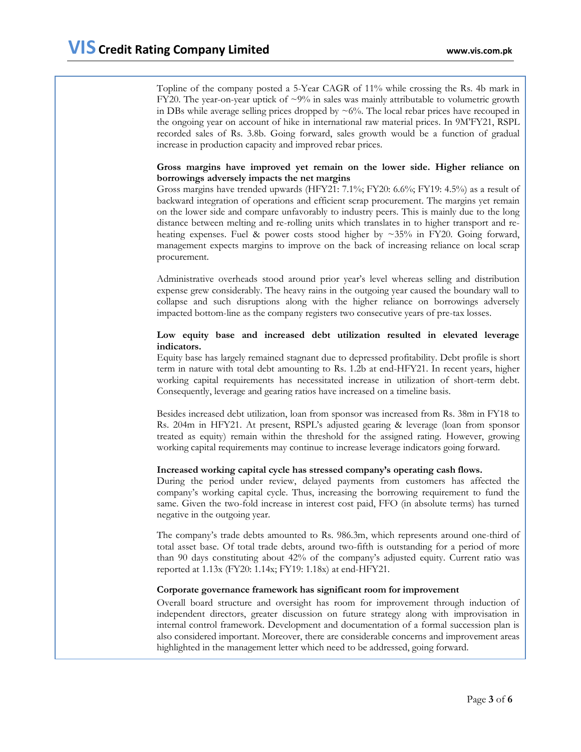Topline of the company posted a 5-Year CAGR of 11% while crossing the Rs. 4b mark in FY20. The year-on-year uptick of ~9% in sales was mainly attributable to volumetric growth in DBs while average selling prices dropped by ~6%. The local rebar prices have recouped in the ongoing year on account of hike in international raw material prices. In 9M'FY21, RSPL recorded sales of Rs. 3.8b. Going forward, sales growth would be a function of gradual increase in production capacity and improved rebar prices.

**Gross margins have improved yet remain on the lower side. Higher reliance on borrowings adversely impacts the net margins**

Gross margins have trended upwards (HFY21: 7.1%; FY20: 6.6%; FY19: 4.5%) as a result of backward integration of operations and efficient scrap procurement. The margins yet remain on the lower side and compare unfavorably to industry peers. This is mainly due to the long distance between melting and re-rolling units which translates in to higher transport and re-heating expenses. Fuel & power costs stood higher by ~35% in FY20. Going forward, management expects margins to improve on the back of increasing reliance on local scrap procurement.

Administrative overheads stood around prior year's level whereas selling and distribution expense grew considerably. The heavy rains in the outgoing year caused the boundary wall to collapse and such disruptions along with the higher reliance on borrowings adversely impacted bottom-line as the company registers two consecutive years of pre-tax losses.

**Low equity base and increased debt utilization resulted in elevated leverage indicators.**

Equity base has largely remained stagnant due to depressed profitability. Debt profile is short term in nature with total debt amounting to Rs. 1.2b at end-HFY21. In recent years, higher working capital requirements has necessitated increase in utilization of short-term debt. Consequently, leverage and gearing ratios have increased on a timeline basis.

Besides increased debt utilization, loan from sponsor was increased from Rs. 38m in FY18 to Rs. 204m in HFY21. At present, RSPL's adjusted gearing & leverage (loan from sponsor treated as equity) remain within the threshold for the assigned rating. However, growing working capital requirements may continue to increase leverage indicators going forward.

**Increased working capital cycle has stressed company's operating cash flows.**

During the period under review, delayed payments from customers has affected the company's working capital cycle. Thus, increasing the borrowing requirement to fund the same. Given the two-fold increase in interest cost paid, FFO (in absolute terms) has turned negative in the outgoing year.

The company's trade debts amounted to Rs. 986.3m, which represents around one-third of total asset base. Of total trade debts, around two-fifth is outstanding for a period of more than 90 days constituting about 42% of the company's adjusted equity. Current ratio was reported at 1.13x (FY20: 1.14x; FY19: 1.18x) at end-HFY21.

**Corporate governance framework has significant room for improvement**

Overall board structure and oversight has room for improvement through induction of independent directors, greater discussion on future strategy along with improvisation in internal control framework. Development and documentation of a formal succession plan is also considered important. Moreover, there are considerable concerns and improvement areas highlighted in the management letter which need to be addressed, going forward.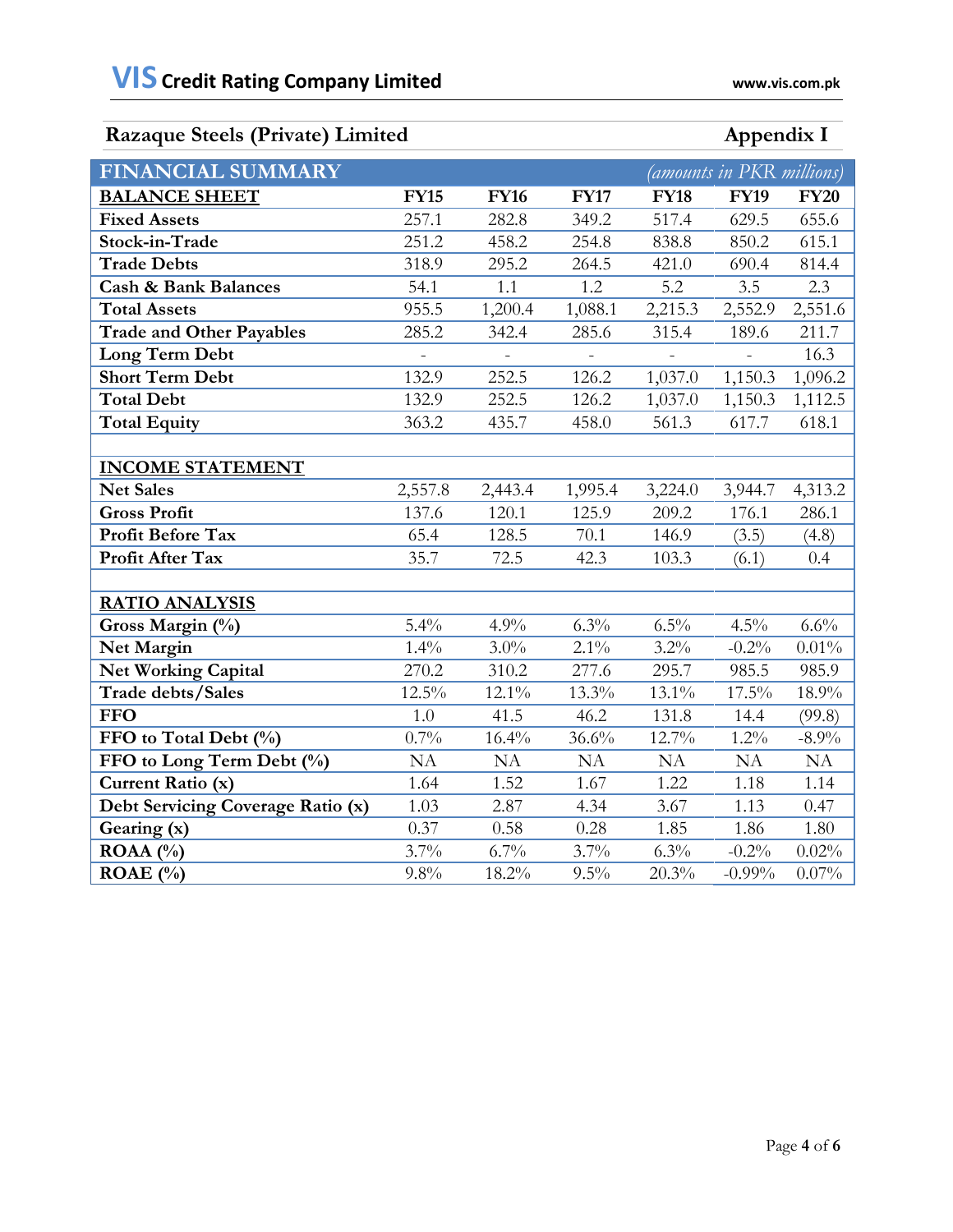## Razaque Steels (Private) Limited — Appendix I

| FINANCIAL SUMMARY | | | | | *(amounts in PKR millions)* | |
|---|---|---|---|---|---|---|
| **BALANCE SHEET** | **FY15** | **FY16** | **FY17** | **FY18** | **FY19** | **FY20** |
| **Fixed Assets** | 257.1 | 282.8 | 349.2 | 517.4 | 629.5 | 655.6 |
| **Stock-in-Trade** | 251.2 | 458.2 | 254.8 | 838.8 | 850.2 | 615.1 |
| **Trade Debts** | 318.9 | 295.2 | 264.5 | 421.0 | 690.4 | 814.4 |
| **Cash & Bank Balances** | 54.1 | 1.1 | 1.2 | 5.2 | 3.5 | 2.3 |
| **Total Assets** | 955.5 | 1,200.4 | 1,088.1 | 2,215.3 | 2,552.9 | 2,551.6 |
| **Trade and Other Payables** | 285.2 | 342.4 | 285.6 | 315.4 | 189.6 | 211.7 |
| **Long Term Debt** | - | - | - | - | - | 16.3 |
| **Short Term Debt** | 132.9 | 252.5 | 126.2 | 1,037.0 | 1,150.3 | 1,096.2 |
| **Total Debt** | 132.9 | 252.5 | 126.2 | 1,037.0 | 1,150.3 | 1,112.5 |
| **Total Equity** | 363.2 | 435.7 | 458.0 | 561.3 | 617.7 | 618.1 |
| | | | | | | |
| **INCOME STATEMENT** | | | | | | |
| **Net Sales** | 2,557.8 | 2,443.4 | 1,995.4 | 3,224.0 | 3,944.7 | 4,313.2 |
| **Gross Profit** | 137.6 | 120.1 | 125.9 | 209.2 | 176.1 | 286.1 |
| **Profit Before Tax** | 65.4 | 128.5 | 70.1 | 146.9 | (3.5) | (4.8) |
| **Profit After Tax** | 35.7 | 72.5 | 42.3 | 103.3 | (6.1) | 0.4 |
| | | | | | | |
| **RATIO ANALYSIS** | | | | | | |
| **Gross Margin (%)** | 5.4% | 4.9% | 6.3% | 6.5% | 4.5% | 6.6% |
| **Net Margin** | 1.4% | 3.0% | 2.1% | 3.2% | -0.2% | 0.01% |
| **Net Working Capital** | 270.2 | 310.2 | 277.6 | 295.7 | 985.5 | 985.9 |
| **Trade debts/Sales** | 12.5% | 12.1% | 13.3% | 13.1% | 17.5% | 18.9% |
| **FFO** | 1.0 | 41.5 | 46.2 | 131.8 | 14.4 | (99.8) |
| **FFO to Total Debt (%)** | 0.7% | 16.4% | 36.6% | 12.7% | 1.2% | -8.9% |
| **FFO to Long Term Debt (%)** | NA | NA | NA | NA | NA | NA |
| **Current Ratio (x)** | 1.64 | 1.52 | 1.67 | 1.22 | 1.18 | 1.14 |
| **Debt Servicing Coverage Ratio (x)** | 1.03 | 2.87 | 4.34 | 3.67 | 1.13 | 0.47 |
| **Gearing (x)** | 0.37 | 0.58 | 0.28 | 1.85 | 1.86 | 1.80 |
| **ROAA (%)** | 3.7% | 6.7% | 3.7% | 6.3% | -0.2% | 0.02% |
| **ROAE (%)** | 9.8% | 18.2% | 9.5% | 20.3% | -0.99% | 0.07% |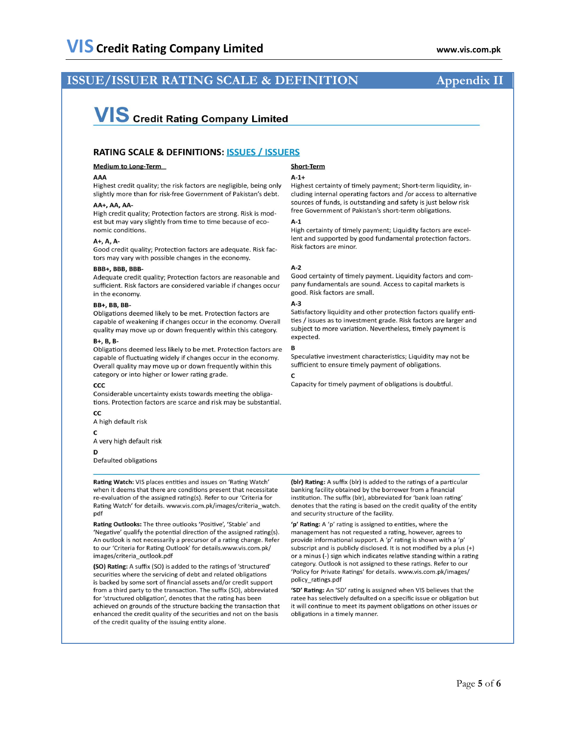# ISSUE/ISSUER RATING SCALE & DEFINITION — Appendix II

## VIS Credit Rating Company Limited

### RATING SCALE & DEFINITIONS: ISSUES / ISSUERS

**Medium to Long-Term**

**AAA**
Highest credit quality; the risk factors are negligible, being only slightly more than for risk-free Government of Pakistan's debt.

**AA+, AA, AA-**
High credit quality; Protection factors are strong. Risk is modest but may vary slightly from time to time because of economic conditions.

**A+, A, A-**
Good credit quality; Protection factors are adequate. Risk factors may vary with possible changes in the economy.

**BBB+, BBB, BBB-**
Adequate credit quality; Protection factors are reasonable and sufficient. Risk factors are considered variable if changes occur in the economy.

**BB+, BB, BB-**
Obligations deemed likely to be met. Protection factors are capable of weakening if changes occur in the economy. Overall quality may move up or down frequently within this category.

**B+, B, B-**
Obligations deemed less likely to be met. Protection factors are capable of fluctuating widely if changes occur in the economy. Overall quality may move up or down frequently within this category or into higher or lower rating grade.

**CCC**
Considerable uncertainty exists towards meeting the obligations. Protection factors are scarce and risk may be substantial.

**CC**
A high default risk

**C**
A very high default risk

**D**
Defaulted obligations

**Short-Term**

**A-1+**
Highest certainty of timely payment; Short-term liquidity, including internal operating factors and /or access to alternative sources of funds, is outstanding and safety is just below risk free Government of Pakistan's short-term obligations.

**A-1**
High certainty of timely payment; Liquidity factors are excellent and supported by good fundamental protection factors. Risk factors are minor.

**A-2**
Good certainty of timely payment. Liquidity factors and company fundamentals are sound. Access to capital markets is good. Risk factors are small.

**A-3**
Satisfactory liquidity and other protection factors qualify entities / issues as to investment grade. Risk factors are larger and subject to more variation. Nevertheless, timely payment is expected.

**B**
Speculative investment characteristics; Liquidity may not be sufficient to ensure timely payment of obligations.

**C**
Capacity for timely payment of obligations is doubtful.

**Rating Watch:** VIS places entities and issues on 'Rating Watch' when it deems that there are conditions present that necessitate re-evaluation of the assigned rating(s). Refer to our 'Criteria for Rating Watch' for details. www.vis.com.pk/images/criteria_watch.pdf

**Rating Outlooks:** The three outlooks 'Positive', 'Stable' and 'Negative' qualify the potential direction of the assigned rating(s). An outlook is not necessarily a precursor of a rating change. Refer to our 'Criteria for Rating Outlook' for details.www.vis.com.pk/images/criteria_outlook.pdf

**(SO) Rating:** A suffix (SO) is added to the ratings of 'structured' securities where the servicing of debt and related obligations is backed by some sort of financial assets and/or credit support from a third party to the transaction. The suffix (SO), abbreviated for 'structured obligation', denotes that the rating has been achieved on grounds of the structure backing the transaction that enhanced the credit quality of the securities and not on the basis of the credit quality of the issuing entity alone.

**(blr) Rating:** A suffix (blr) is added to the ratings of a particular banking facility obtained by the borrower from a financial institution. The suffix (blr), abbreviated for 'bank loan rating' denotes that the rating is based on the credit quality of the entity and security structure of the facility.

**'p' Rating:** A 'p' rating is assigned to entities, where the management has not requested a rating, however, agrees to provide informational support. A 'p' rating is shown with a 'p' subscript and is publicly disclosed. It is not modified by a plus (+) or a minus (-) sign which indicates relative standing within a rating category. Outlook is not assigned to these ratings. Refer to our 'Policy for Private Ratings' for details. www.vis.com.pk/images/policy_ratings.pdf

**'SD' Rating:** An 'SD' rating is assigned when VIS believes that the ratee has selectively defaulted on a specific issue or obligation but it will continue to meet its payment obligations on other issues or obligations in a timely manner.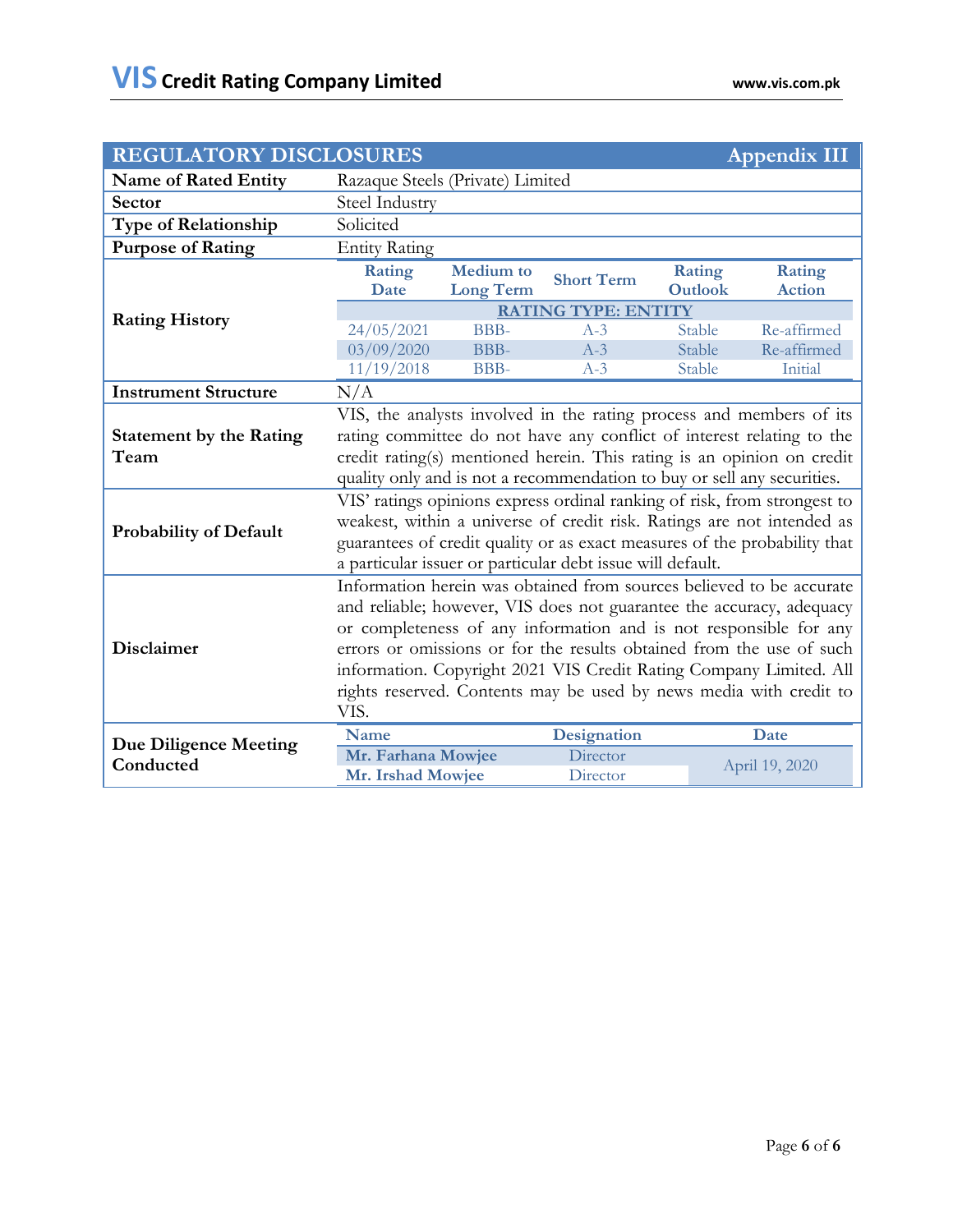| REGULATORY DISCLOSURES | | | | | Appendix III |
|---|---|---|---|---|---|
| **Name of Rated Entity** | Razaque Steels (Private) Limited | | | | |
| **Sector** | Steel Industry | | | | |
| **Type of Relationship** | Solicited | | | | |
| **Purpose of Rating** | Entity Rating | | | | |
| **Rating History** | **Rating Date** | **Medium to Long Term** | **Short Term** | **Rating Outlook** | **Rating Action** |
| | **RATING TYPE: ENTITY** | | | | |
| | 24/05/2021 | BBB- | A-3 | Stable | Re-affirmed |
| | 03/09/2020 | BBB- | A-3 | Stable | Re-affirmed |
| | 11/19/2018 | BBB- | A-3 | Stable | Initial |
| **Instrument Structure** | N/A | | | | |
| **Statement by the Rating Team** | VIS, the analysts involved in the rating process and members of its rating committee do not have any conflict of interest relating to the credit rating(s) mentioned herein. This rating is an opinion on credit quality only and is not a recommendation to buy or sell any securities. | | | | |
| **Probability of Default** | VIS' ratings opinions express ordinal ranking of risk, from strongest to weakest, within a universe of credit risk. Ratings are not intended as guarantees of credit quality or as exact measures of the probability that a particular issuer or particular debt issue will default. | | | | |
| **Disclaimer** | Information herein was obtained from sources believed to be accurate and reliable; however, VIS does not guarantee the accuracy, adequacy or completeness of any information and is not responsible for any errors or omissions or for the results obtained from the use of such information. Copyright 2021 VIS Credit Rating Company Limited. All rights reserved. Contents may be used by news media with credit to VIS. | | | | |
| **Due Diligence Meeting Conducted** | **Name** | **Designation** | **Date** | | |
| | **Mr. Farhana Mowjee** | Director | April 19, 2020 | | |
| | **Mr. Irshad Mowjee** | Director | | | |